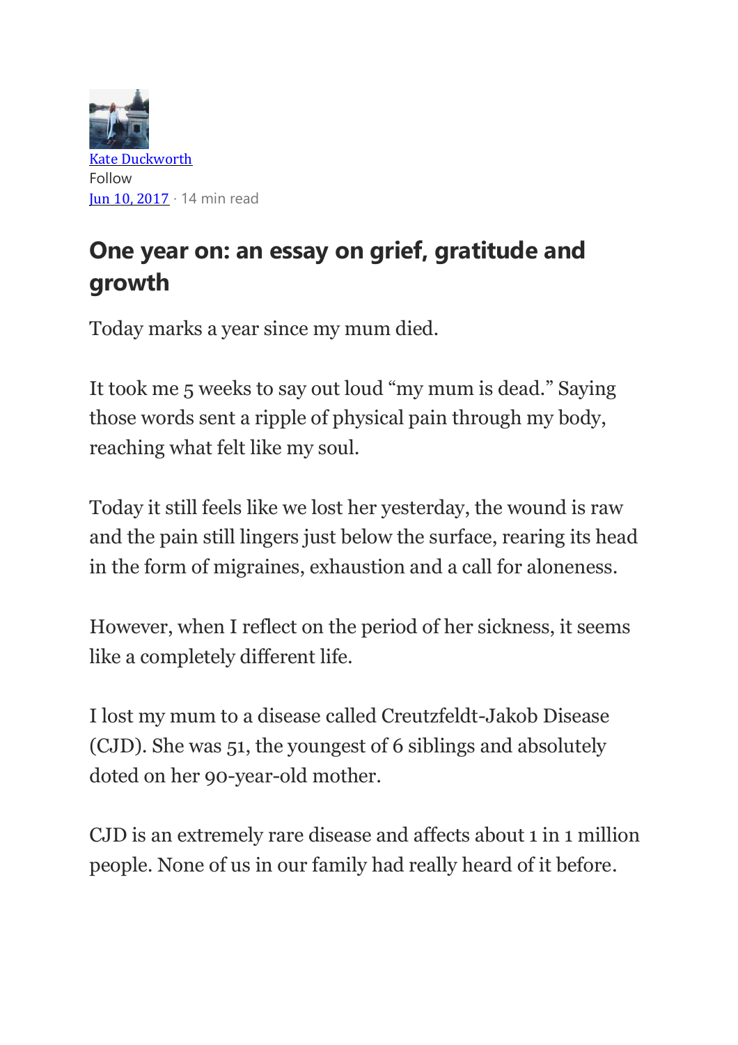[Kate Duckworth](#)

Follow

[Jun 10, 2017](#) · 14 min read

# One year on: an essay on grief, gratitude and growth

Today marks a year since my mum died.

It took me 5 weeks to say out loud "my mum is dead." Saying those words sent a ripple of physical pain through my body, reaching what felt like my soul.

Today it still feels like we lost her yesterday, the wound is raw and the pain still lingers just below the surface, rearing its head in the form of migraines, exhaustion and a call for aloneness.

However, when I reflect on the period of her sickness, it seems like a completely different life.

I lost my mum to a disease called Creutzfeldt-Jakob Disease (CJD). She was 51, the youngest of 6 siblings and absolutely doted on her 90-year-old mother.

CJD is an extremely rare disease and affects about 1 in 1 million people. None of us in our family had really heard of it before.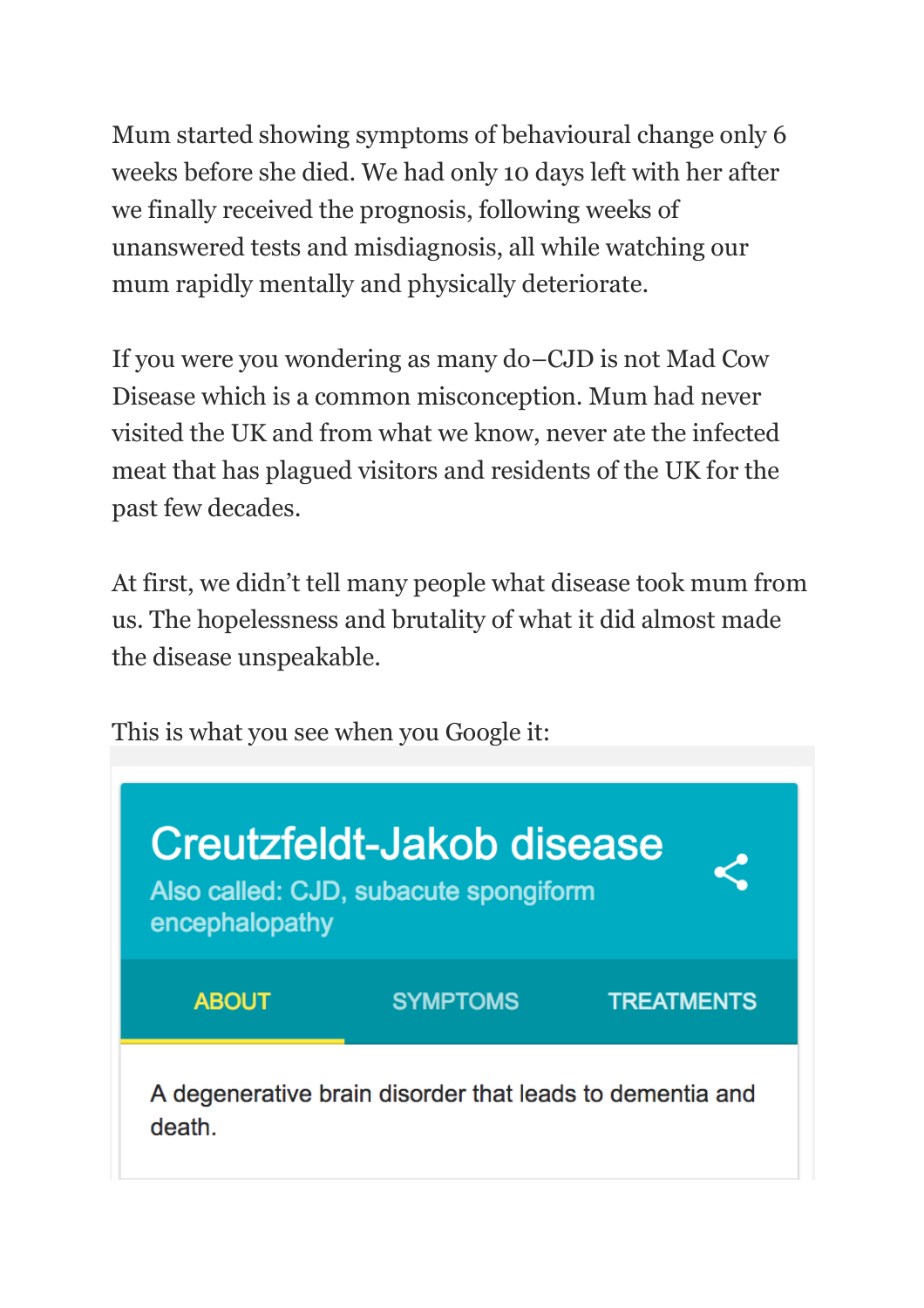Mum started showing symptoms of behavioural change only 6 weeks before she died. We had only 10 days left with her after we finally received the prognosis, following weeks of unanswered tests and misdiagnosis, all while watching our mum rapidly mentally and physically deteriorate.

If you were you wondering as many do–CJD is not Mad Cow Disease which is a common misconception. Mum had never visited the UK and from what we know, never ate the infected meat that has plagued visitors and residents of the UK for the past few decades.

At first, we didn't tell many people what disease took mum from us. The hopelessness and brutality of what it did almost made the disease unspeakable.

This is what you see when you Google it:

Creutzfeldt-Jakob disease

Also called: CJD, subacute spongiform encephalopathy

ABOUT | SYMPTOMS | TREATMENTS

A degenerative brain disorder that leads to dementia and death.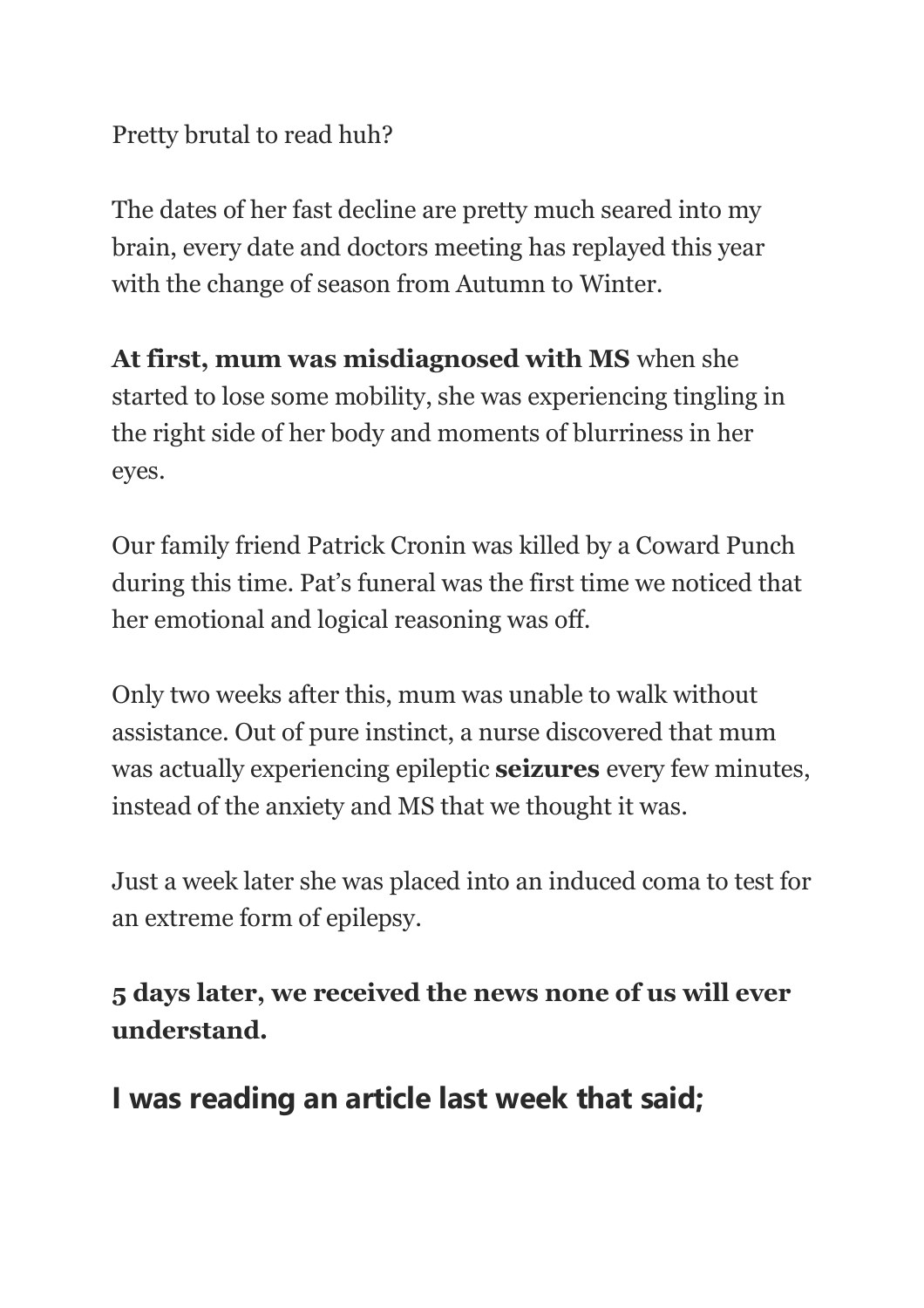Pretty brutal to read huh?

The dates of her fast decline are pretty much seared into my brain, every date and doctors meeting has replayed this year with the change of season from Autumn to Winter.

**At first, mum was misdiagnosed with MS** when she started to lose some mobility, she was experiencing tingling in the right side of her body and moments of blurriness in her eyes.

Our family friend Patrick Cronin was killed by a Coward Punch during this time. Pat's funeral was the first time we noticed that her emotional and logical reasoning was off.

Only two weeks after this, mum was unable to walk without assistance. Out of pure instinct, a nurse discovered that mum was actually experiencing epileptic **seizures** every few minutes, instead of the anxiety and MS that we thought it was.

Just a week later she was placed into an induced coma to test for an extreme form of epilepsy.

**5 days later, we received the news none of us will ever understand.**

## I was reading an article last week that said;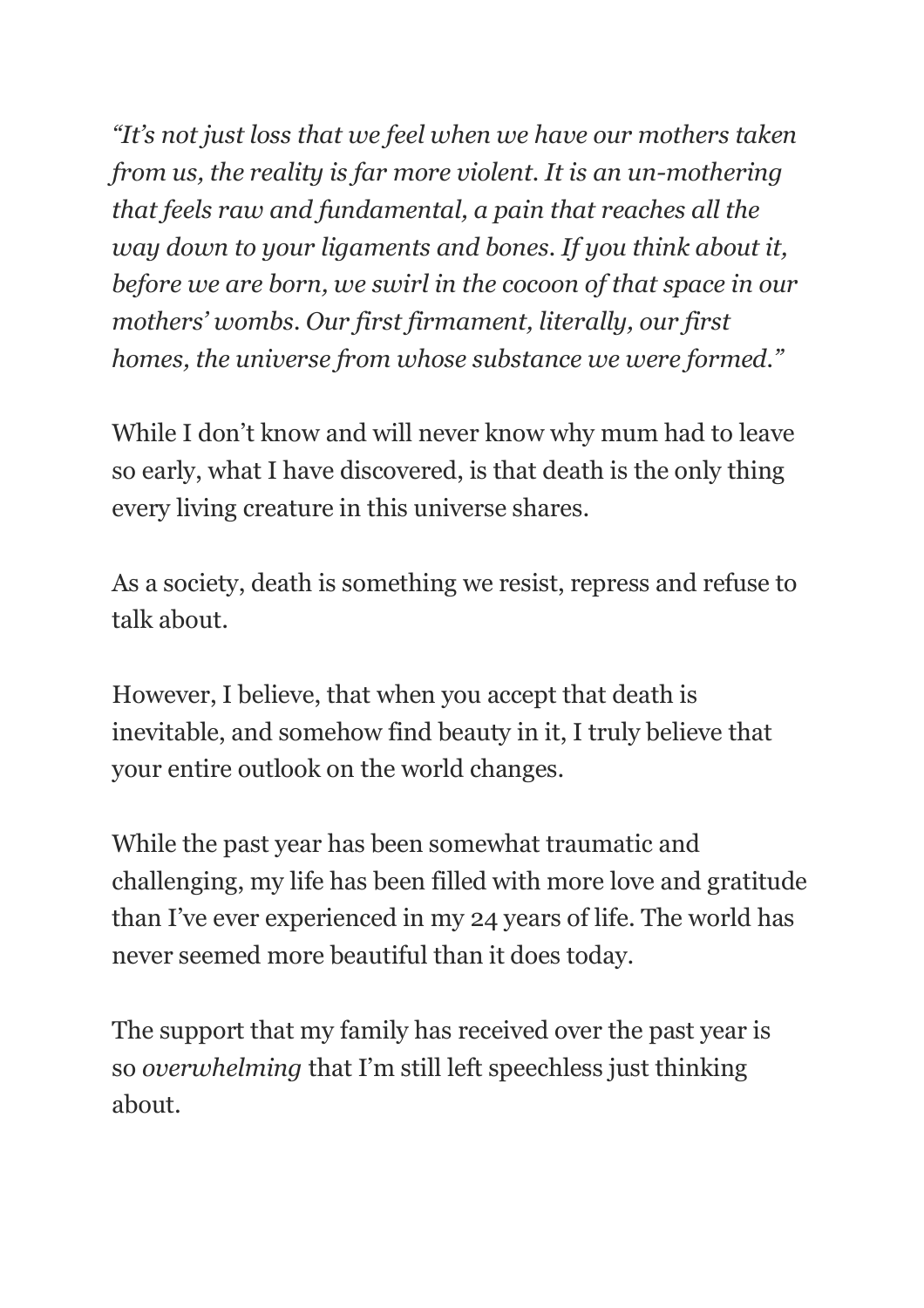*"It's not just loss that we feel when we have our mothers taken from us, the reality is far more violent. It is an un-mothering that feels raw and fundamental, a pain that reaches all the way down to your ligaments and bones. If you think about it, before we are born, we swirl in the cocoon of that space in our mothers' wombs. Our first firmament, literally, our first homes, the universe from whose substance we were formed."*

While I don't know and will never know why mum had to leave so early, what I have discovered, is that death is the only thing every living creature in this universe shares.

As a society, death is something we resist, repress and refuse to talk about.

However, I believe, that when you accept that death is inevitable, and somehow find beauty in it, I truly believe that your entire outlook on the world changes.

While the past year has been somewhat traumatic and challenging, my life has been filled with more love and gratitude than I've ever experienced in my 24 years of life. The world has never seemed more beautiful than it does today.

The support that my family has received over the past year is so *overwhelming* that I'm still left speechless just thinking about.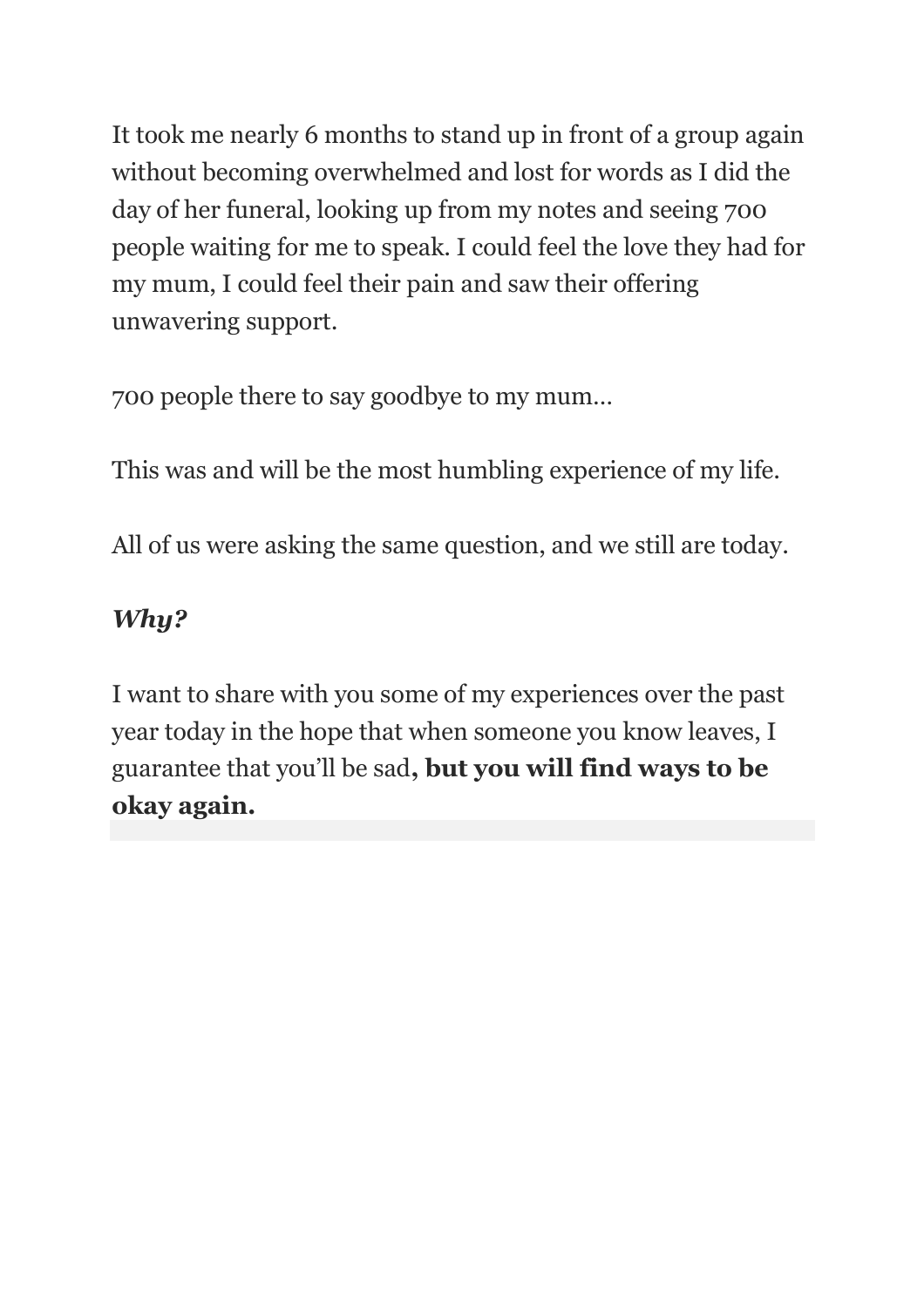It took me nearly 6 months to stand up in front of a group again without becoming overwhelmed and lost for words as I did the day of her funeral, looking up from my notes and seeing 700 people waiting for me to speak. I could feel the love they had for my mum, I could feel their pain and saw their offering unwavering support.

700 people there to say goodbye to my mum…

This was and will be the most humbling experience of my life.

All of us were asking the same question, and we still are today.

***Why?***

I want to share with you some of my experiences over the past year today in the hope that when someone you know leaves, I guarantee that you'll be sad**, but you will find ways to be okay again.**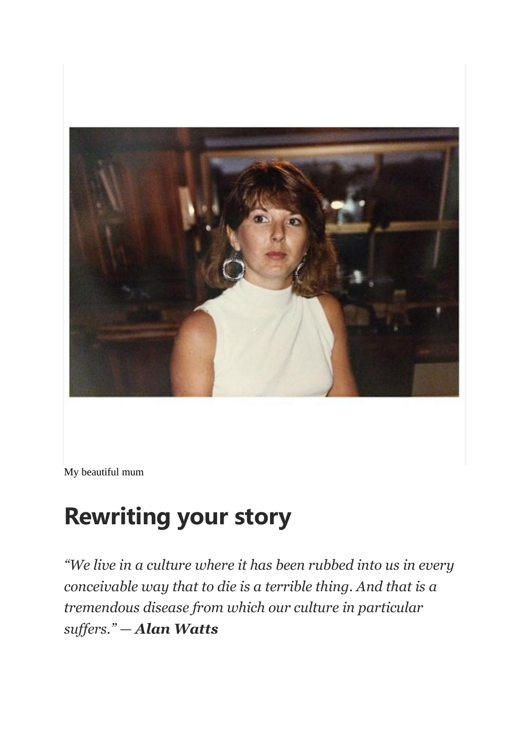My beautiful mum

# Rewriting your story

*"We live in a culture where it has been rubbed into us in every conceivable way that to die is a terrible thing. And that is a tremendous disease from which our culture in particular suffers." — **Alan Watts***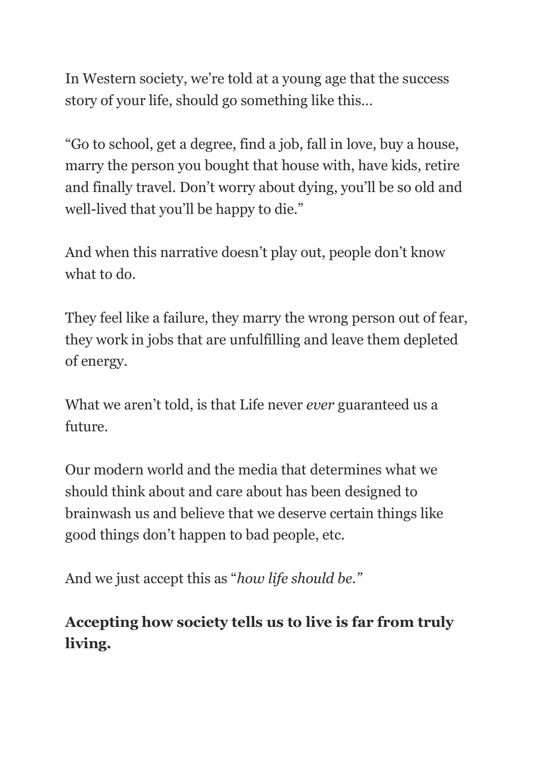In Western society, we're told at a young age that the success story of your life, should go something like this…

"Go to school, get a degree, find a job, fall in love, buy a house, marry the person you bought that house with, have kids, retire and finally travel. Don't worry about dying, you'll be so old and well-lived that you'll be happy to die."

And when this narrative doesn't play out, people don't know what to do.

They feel like a failure, they marry the wrong person out of fear, they work in jobs that are unfulfilling and leave them depleted of energy.

What we aren't told, is that Life never *ever* guaranteed us a future.

Our modern world and the media that determines what we should think about and care about has been designed to brainwash us and believe that we deserve certain things like good things don't happen to bad people, etc.

And we just accept this as "*how life should be.*"

**Accepting how society tells us to live is far from truly living.**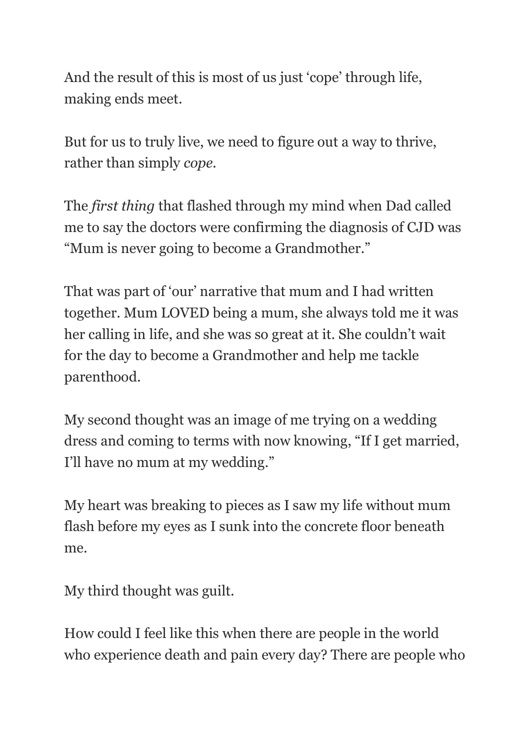And the result of this is most of us just 'cope' through life, making ends meet.

But for us to truly live, we need to figure out a way to thrive, rather than simply *cope.*

The *first thing* that flashed through my mind when Dad called me to say the doctors were confirming the diagnosis of CJD was "Mum is never going to become a Grandmother."

That was part of 'our' narrative that mum and I had written together. Mum LOVED being a mum, she always told me it was her calling in life, and she was so great at it. She couldn't wait for the day to become a Grandmother and help me tackle parenthood.

My second thought was an image of me trying on a wedding dress and coming to terms with now knowing, "If I get married, I'll have no mum at my wedding."

My heart was breaking to pieces as I saw my life without mum flash before my eyes as I sunk into the concrete floor beneath me.

My third thought was guilt.

How could I feel like this when there are people in the world who experience death and pain every day? There are people who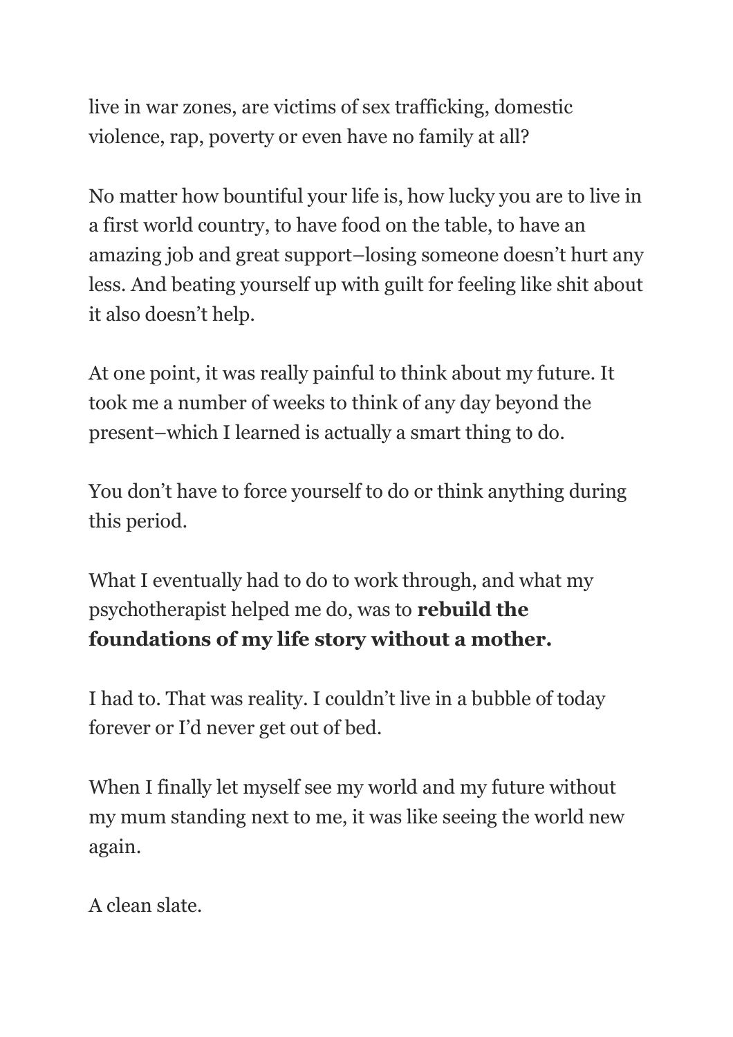live in war zones, are victims of sex trafficking, domestic violence, rap, poverty or even have no family at all?

No matter how bountiful your life is, how lucky you are to live in a first world country, to have food on the table, to have an amazing job and great support–losing someone doesn't hurt any less. And beating yourself up with guilt for feeling like shit about it also doesn't help.

At one point, it was really painful to think about my future. It took me a number of weeks to think of any day beyond the present–which I learned is actually a smart thing to do.

You don't have to force yourself to do or think anything during this period.

What I eventually had to do to work through, and what my psychotherapist helped me do, was to **rebuild the foundations of my life story without a mother.**

I had to. That was reality. I couldn't live in a bubble of today forever or I'd never get out of bed.

When I finally let myself see my world and my future without my mum standing next to me, it was like seeing the world new again.

A clean slate.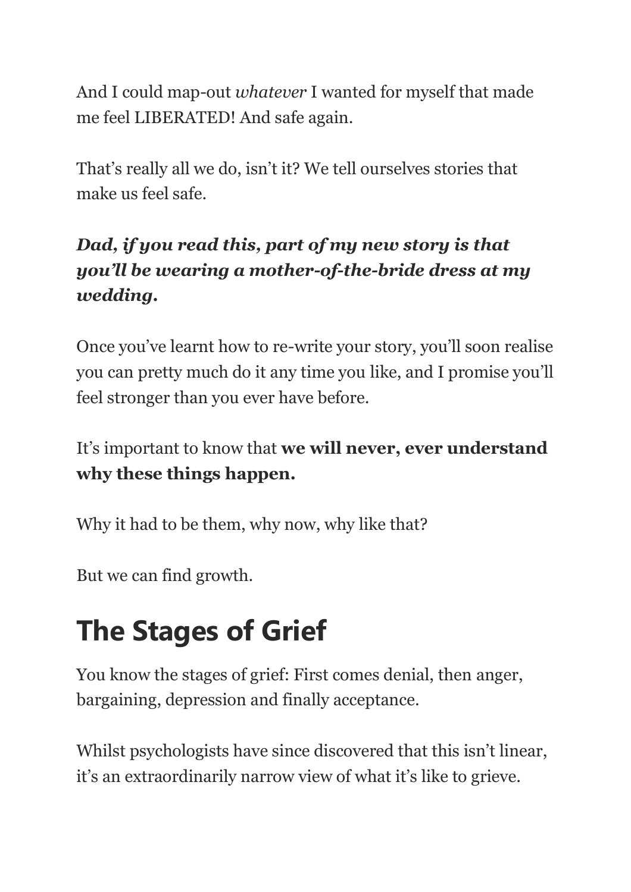And I could map-out *whatever* I wanted for myself that made me feel LIBERATED! And safe again.

That's really all we do, isn't it? We tell ourselves stories that make us feel safe.

***Dad, if you read this, part of my new story is that you'll be wearing a mother-of-the-bride dress at my wedding.***

Once you've learnt how to re-write your story, you'll soon realise you can pretty much do it any time you like, and I promise you'll feel stronger than you ever have before.

It's important to know that **we will never, ever understand why these things happen.**

Why it had to be them, why now, why like that?

But we can find growth.

## The Stages of Grief

You know the stages of grief: First comes denial, then anger, bargaining, depression and finally acceptance.

Whilst psychologists have since discovered that this isn't linear, it's an extraordinarily narrow view of what it's like to grieve.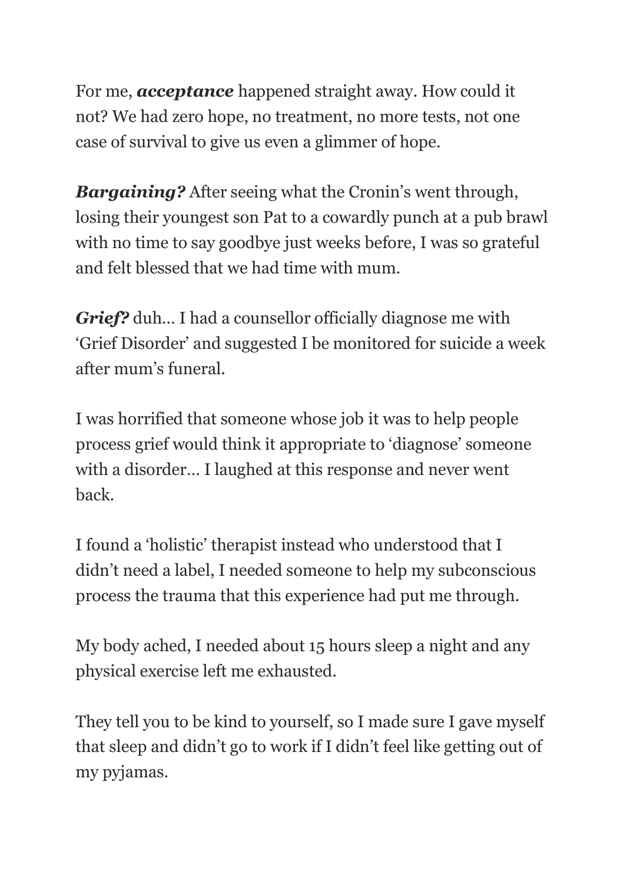For me, ***acceptance*** happened straight away. How could it not? We had zero hope, no treatment, no more tests, not one case of survival to give us even a glimmer of hope.

***Bargaining?*** After seeing what the Cronin's went through, losing their youngest son Pat to a cowardly punch at a pub brawl with no time to say goodbye just weeks before, I was so grateful and felt blessed that we had time with mum.

***Grief?*** duh… I had a counsellor officially diagnose me with 'Grief Disorder' and suggested I be monitored for suicide a week after mum's funeral.

I was horrified that someone whose job it was to help people process grief would think it appropriate to 'diagnose' someone with a disorder… I laughed at this response and never went back.

I found a 'holistic' therapist instead who understood that I didn't need a label, I needed someone to help my subconscious process the trauma that this experience had put me through.

My body ached, I needed about 15 hours sleep a night and any physical exercise left me exhausted.

They tell you to be kind to yourself, so I made sure I gave myself that sleep and didn't go to work if I didn't feel like getting out of my pyjamas.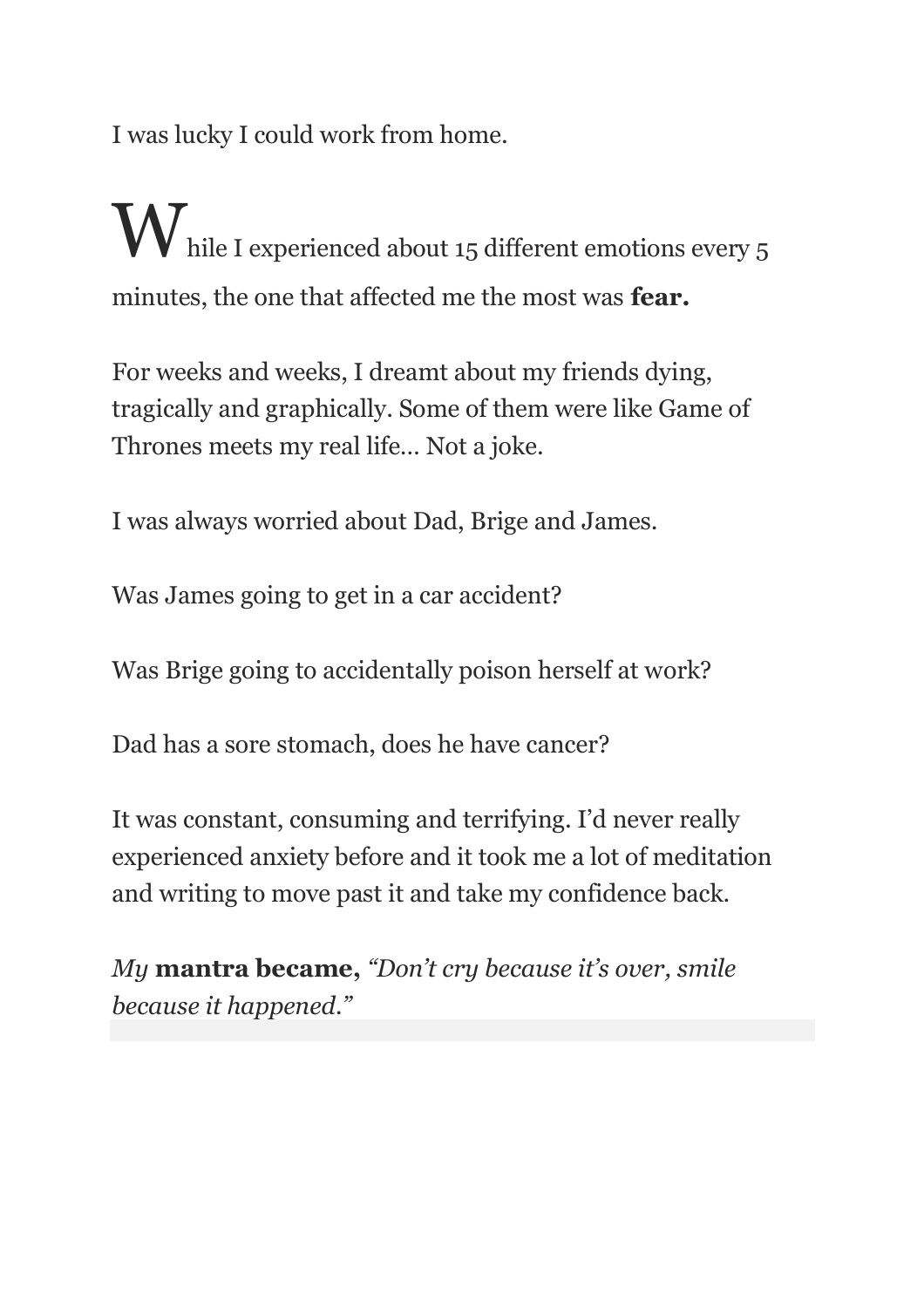I was lucky I could work from home.

While I experienced about 15 different emotions every 5 minutes, the one that affected me the most was **fear.**

For weeks and weeks, I dreamt about my friends dying, tragically and graphically. Some of them were like Game of Thrones meets my real life… Not a joke.

I was always worried about Dad, Brige and James.

Was James going to get in a car accident?

Was Brige going to accidentally poison herself at work?

Dad has a sore stomach, does he have cancer?

It was constant, consuming and terrifying. I'd never really experienced anxiety before and it took me a lot of meditation and writing to move past it and take my confidence back.

*My* **mantra became,** *"Don't cry because it's over, smile because it happened."*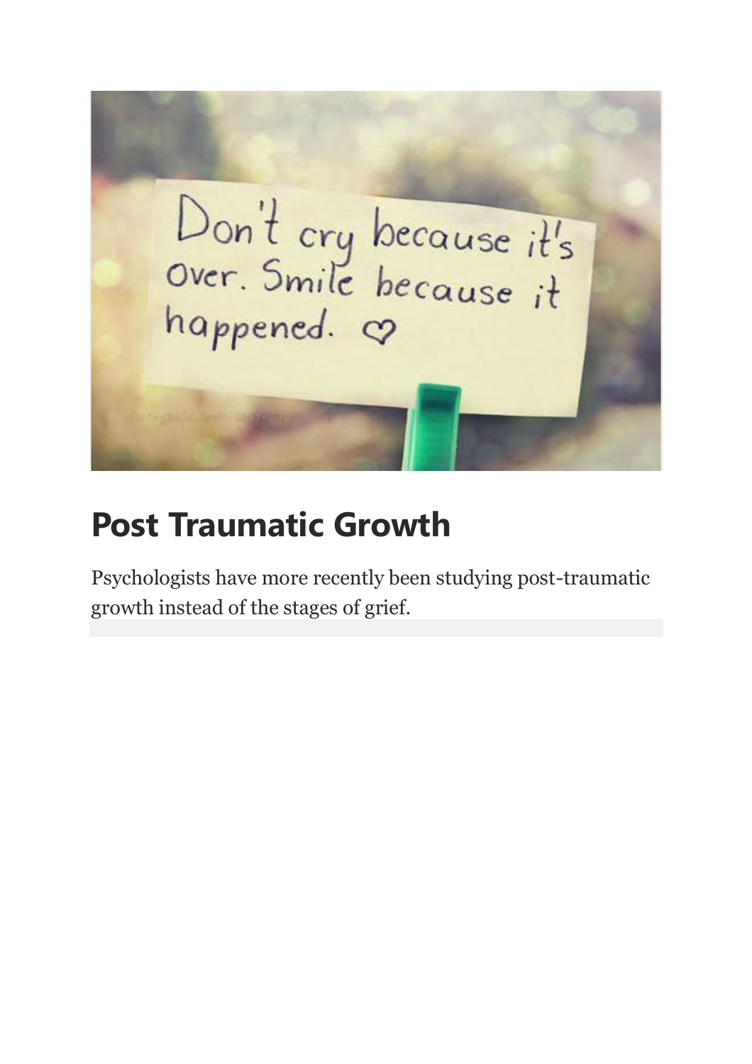# Post Traumatic Growth

Psychologists have more recently been studying post-traumatic growth instead of the stages of grief.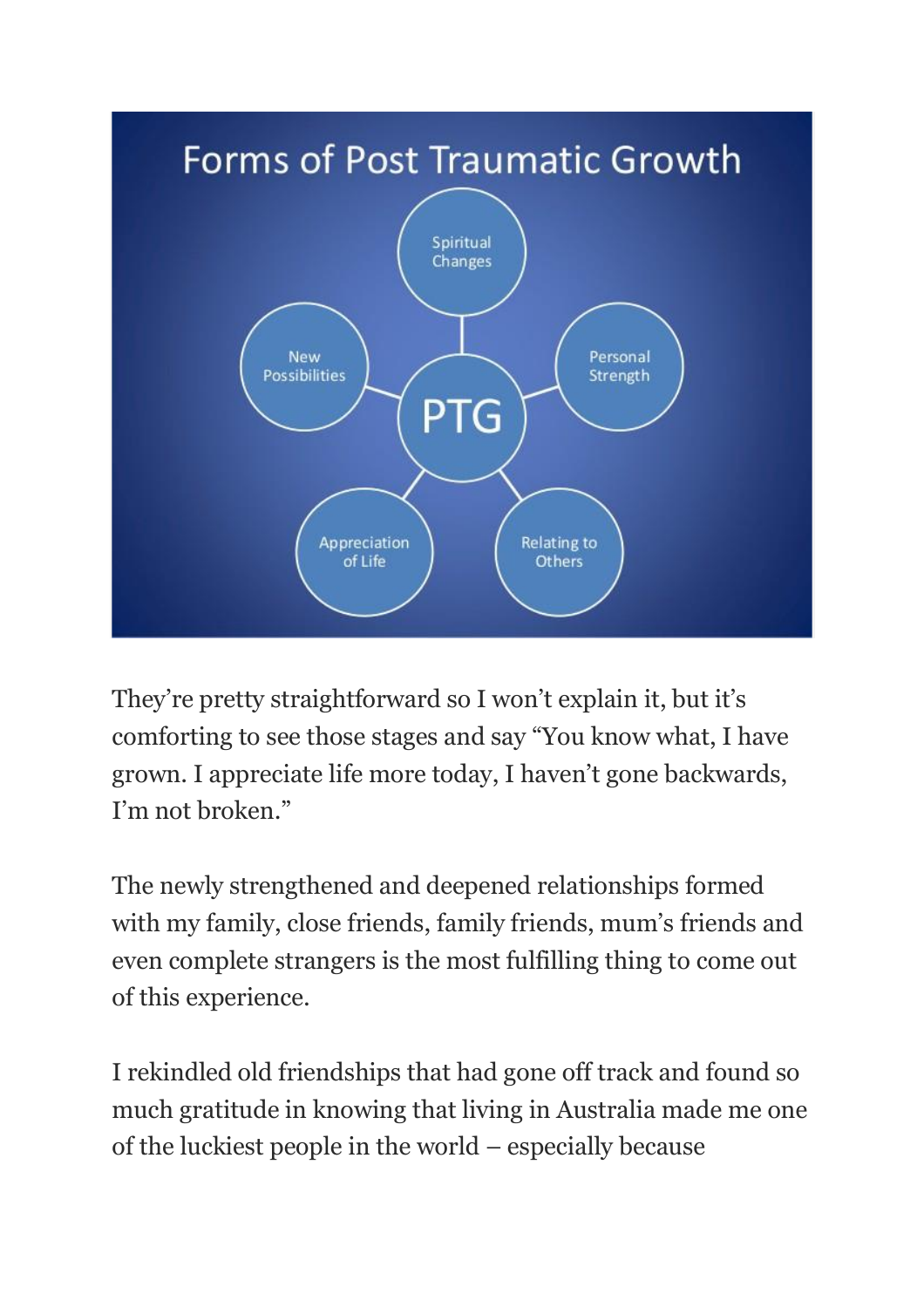**Forms of Post Traumatic Growth**

- PTG
  - Spiritual Changes
  - Personal Strength
  - Relating to Others
  - Appreciation of Life
  - New Possibilities

They're pretty straightforward so I won't explain it, but it's comforting to see those stages and say "You know what, I have grown. I appreciate life more today, I haven't gone backwards, I'm not broken."

The newly strengthened and deepened relationships formed with my family, close friends, family friends, mum's friends and even complete strangers is the most fulfilling thing to come out of this experience.

I rekindled old friendships that had gone off track and found so much gratitude in knowing that living in Australia made me one of the luckiest people in the world – especially because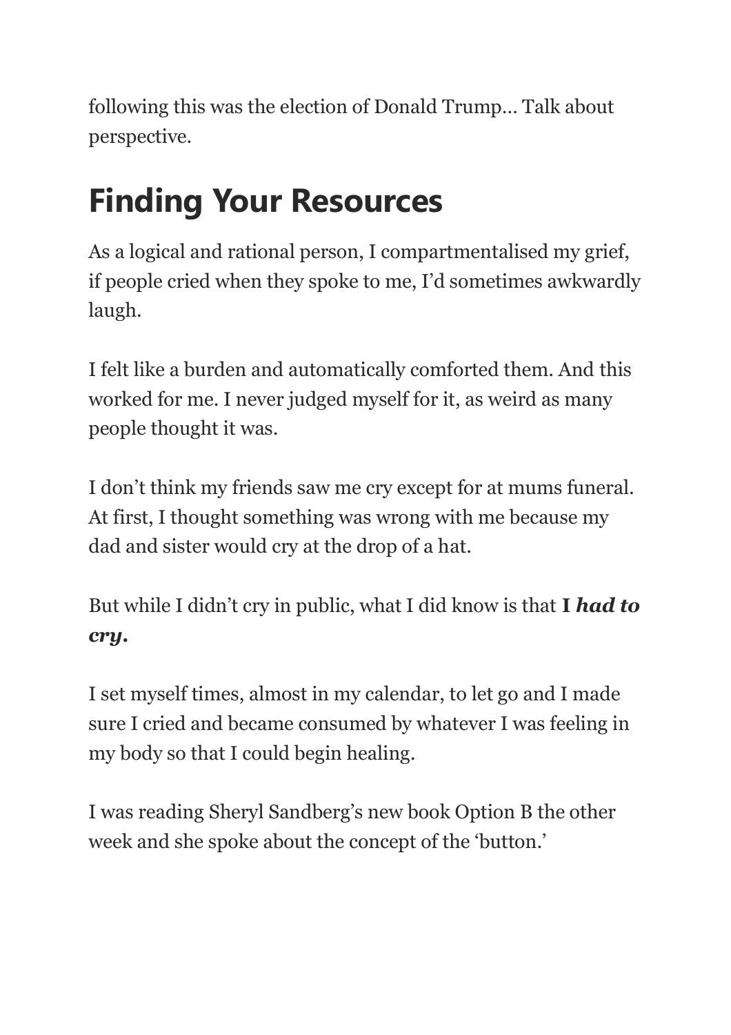following this was the election of Donald Trump… Talk about perspective.

## Finding Your Resources

As a logical and rational person, I compartmentalised my grief, if people cried when they spoke to me, I'd sometimes awkwardly laugh.

I felt like a burden and automatically comforted them. And this worked for me. I never judged myself for it, as weird as many people thought it was.

I don't think my friends saw me cry except for at mums funeral. At first, I thought something was wrong with me because my dad and sister would cry at the drop of a hat.

But while I didn't cry in public, what I did know is that **I *had to cry.***

I set myself times, almost in my calendar, to let go and I made sure I cried and became consumed by whatever I was feeling in my body so that I could begin healing.

I was reading Sheryl Sandberg's new book Option B the other week and she spoke about the concept of the 'button.'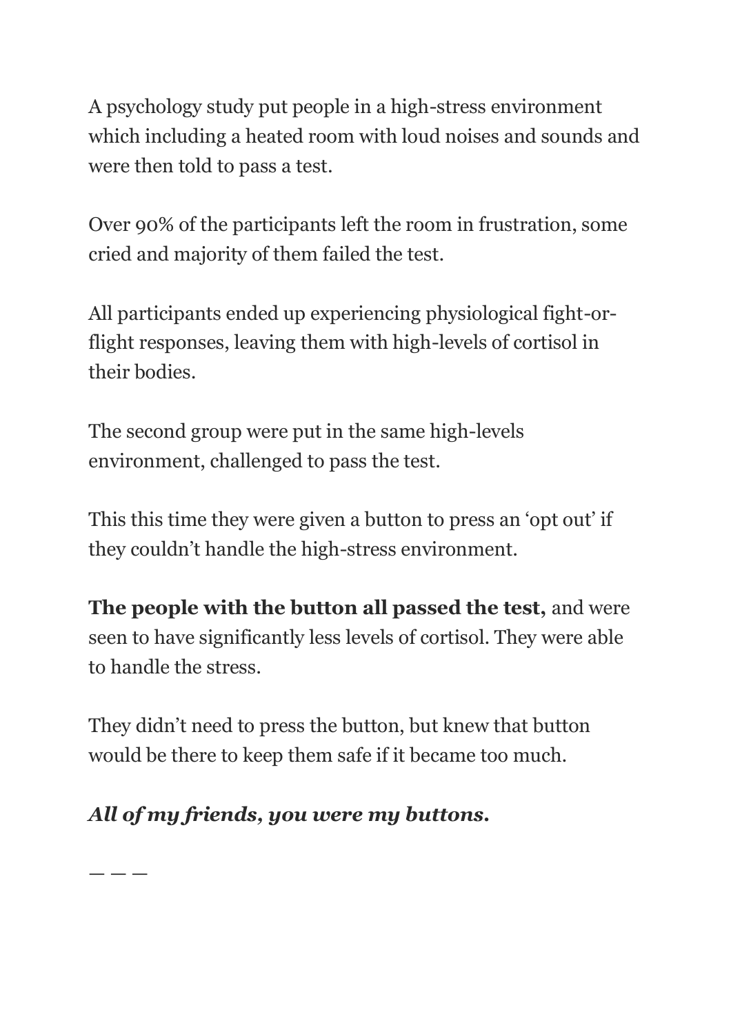A psychology study put people in a high-stress environment which including a heated room with loud noises and sounds and were then told to pass a test.

Over 90% of the participants left the room in frustration, some cried and majority of them failed the test.

All participants ended up experiencing physiological fight-or-flight responses, leaving them with high-levels of cortisol in their bodies.

The second group were put in the same high-levels environment, challenged to pass the test.

This this time they were given a button to press an 'opt out' if they couldn't handle the high-stress environment.

**The people with the button all passed the test,** and were seen to have significantly less levels of cortisol. They were able to handle the stress.

They didn't need to press the button, but knew that button would be there to keep them safe if it became too much.

***All of my friends, you were my buttons.***

— — —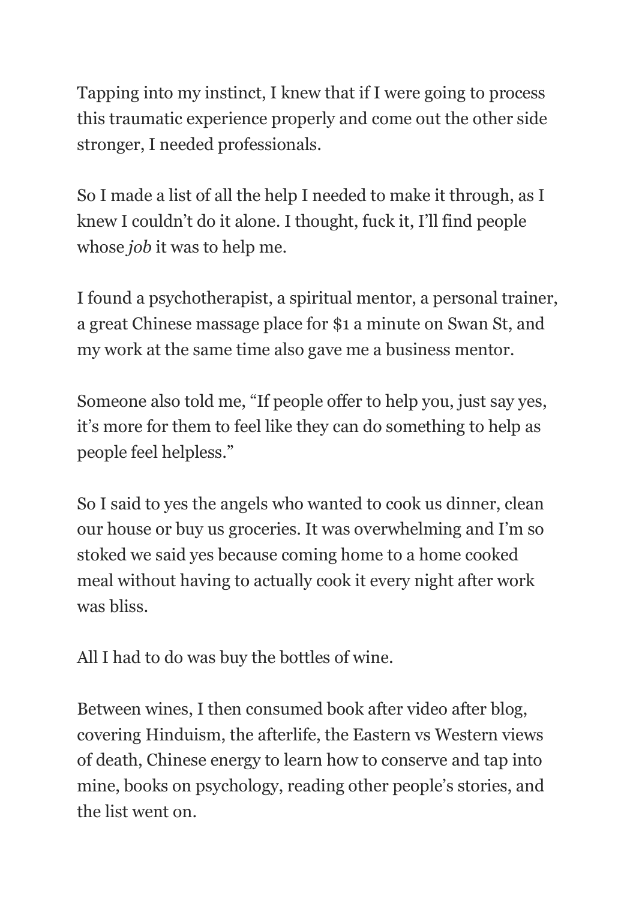Tapping into my instinct, I knew that if I were going to process this traumatic experience properly and come out the other side stronger, I needed professionals.

So I made a list of all the help I needed to make it through, as I knew I couldn't do it alone. I thought, fuck it, I'll find people whose *job* it was to help me.

I found a psychotherapist, a spiritual mentor, a personal trainer, a great Chinese massage place for $1 a minute on Swan St, and my work at the same time also gave me a business mentor.

Someone also told me, "If people offer to help you, just say yes, it's more for them to feel like they can do something to help as people feel helpless."

So I said to yes the angels who wanted to cook us dinner, clean our house or buy us groceries. It was overwhelming and I'm so stoked we said yes because coming home to a home cooked meal without having to actually cook it every night after work was bliss.

All I had to do was buy the bottles of wine.

Between wines, I then consumed book after video after blog, covering Hinduism, the afterlife, the Eastern vs Western views of death, Chinese energy to learn how to conserve and tap into mine, books on psychology, reading other people's stories, and the list went on.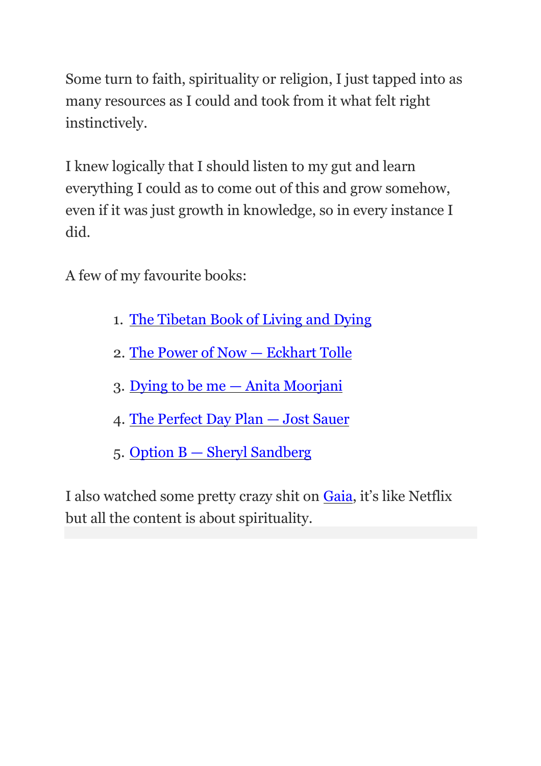Some turn to faith, spirituality or religion, I just tapped into as many resources as I could and took from it what felt right instinctively.

I knew logically that I should listen to my gut and learn everything I could as to come out of this and grow somehow, even if it was just growth in knowledge, so in every instance I did.

A few of my favourite books:

1. The Tibetan Book of Living and Dying
2. The Power of Now — Eckhart Tolle
3. Dying to be me — Anita Moorjani
4. The Perfect Day Plan — Jost Sauer
5. Option B — Sheryl Sandberg

I also watched some pretty crazy shit on Gaia, it's like Netflix but all the content is about spirituality.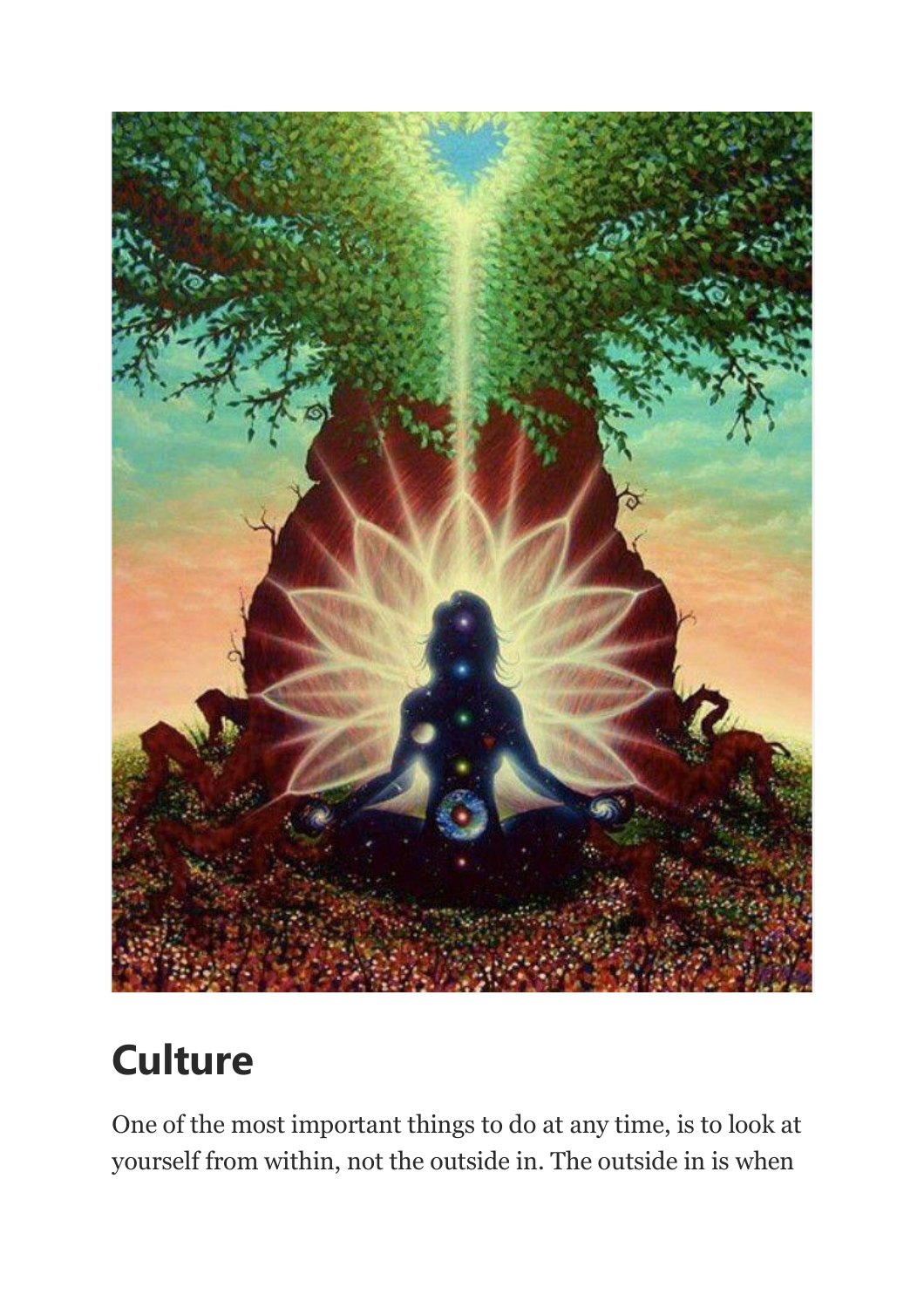## Culture

One of the most important things to do at any time, is to look at yourself from within, not the outside in. The outside in is when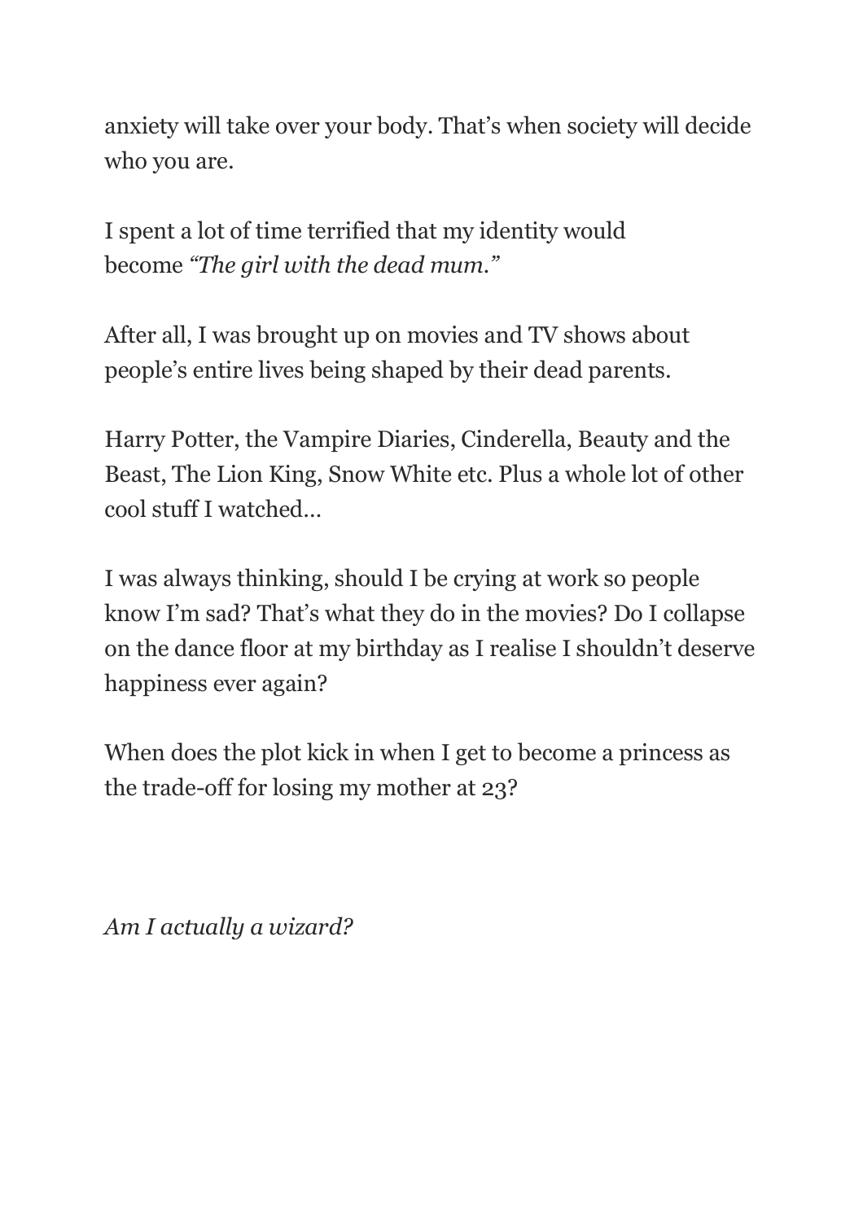anxiety will take over your body. That's when society will decide who you are.

I spent a lot of time terrified that my identity would become *"The girl with the dead mum."*

After all, I was brought up on movies and TV shows about people's entire lives being shaped by their dead parents.

Harry Potter, the Vampire Diaries, Cinderella, Beauty and the Beast, The Lion King, Snow White etc. Plus a whole lot of other cool stuff I watched…

I was always thinking, should I be crying at work so people know I'm sad? That's what they do in the movies? Do I collapse on the dance floor at my birthday as I realise I shouldn't deserve happiness ever again?

When does the plot kick in when I get to become a princess as the trade-off for losing my mother at 23?

*Am I actually a wizard?*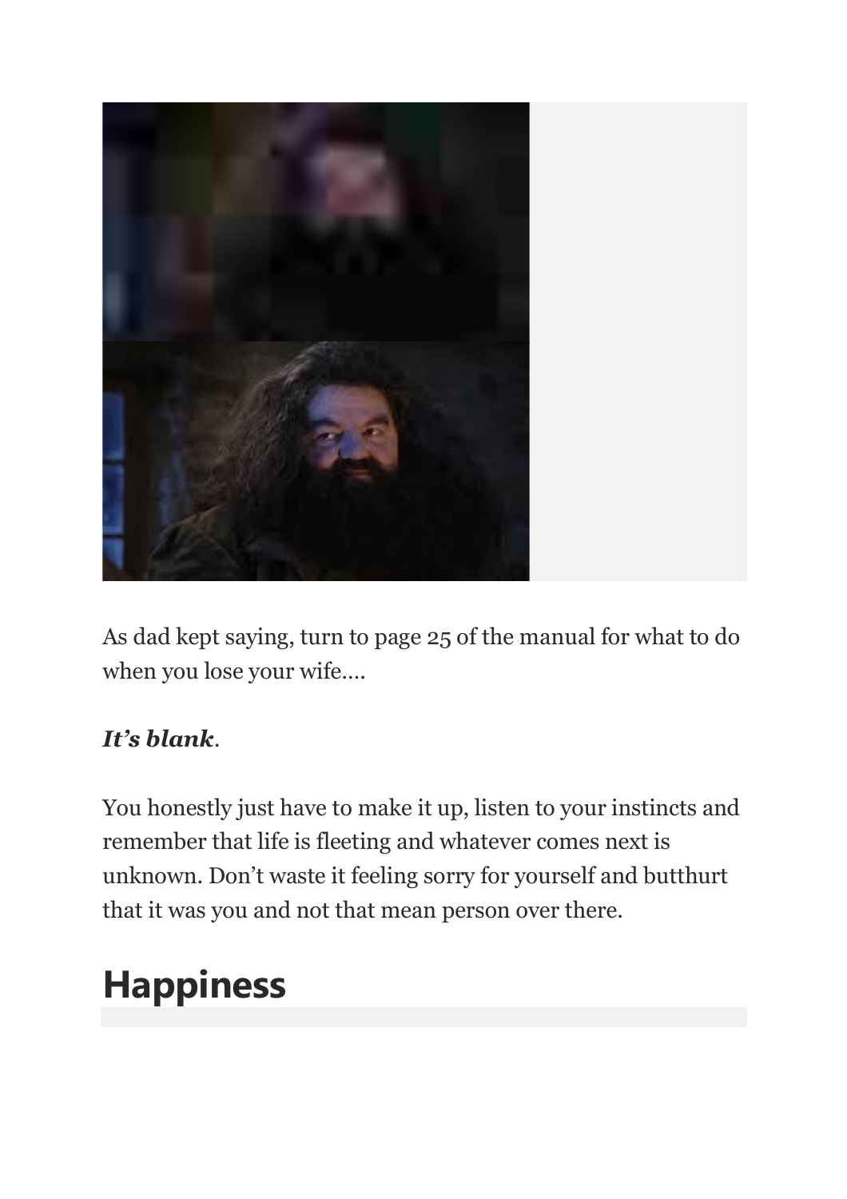As dad kept saying, turn to page 25 of the manual for what to do when you lose your wife....

***It's blank***.

You honestly just have to make it up, listen to your instincts and remember that life is fleeting and whatever comes next is unknown. Don't waste it feeling sorry for yourself and butthurt that it was you and not that mean person over there.

## Happiness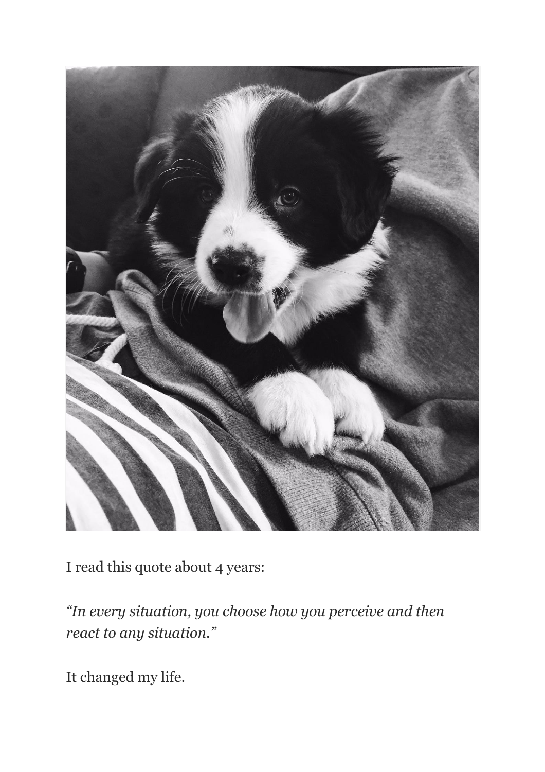I read this quote about 4 years:

*"In every situation, you choose how you perceive and then react to any situation."*

It changed my life.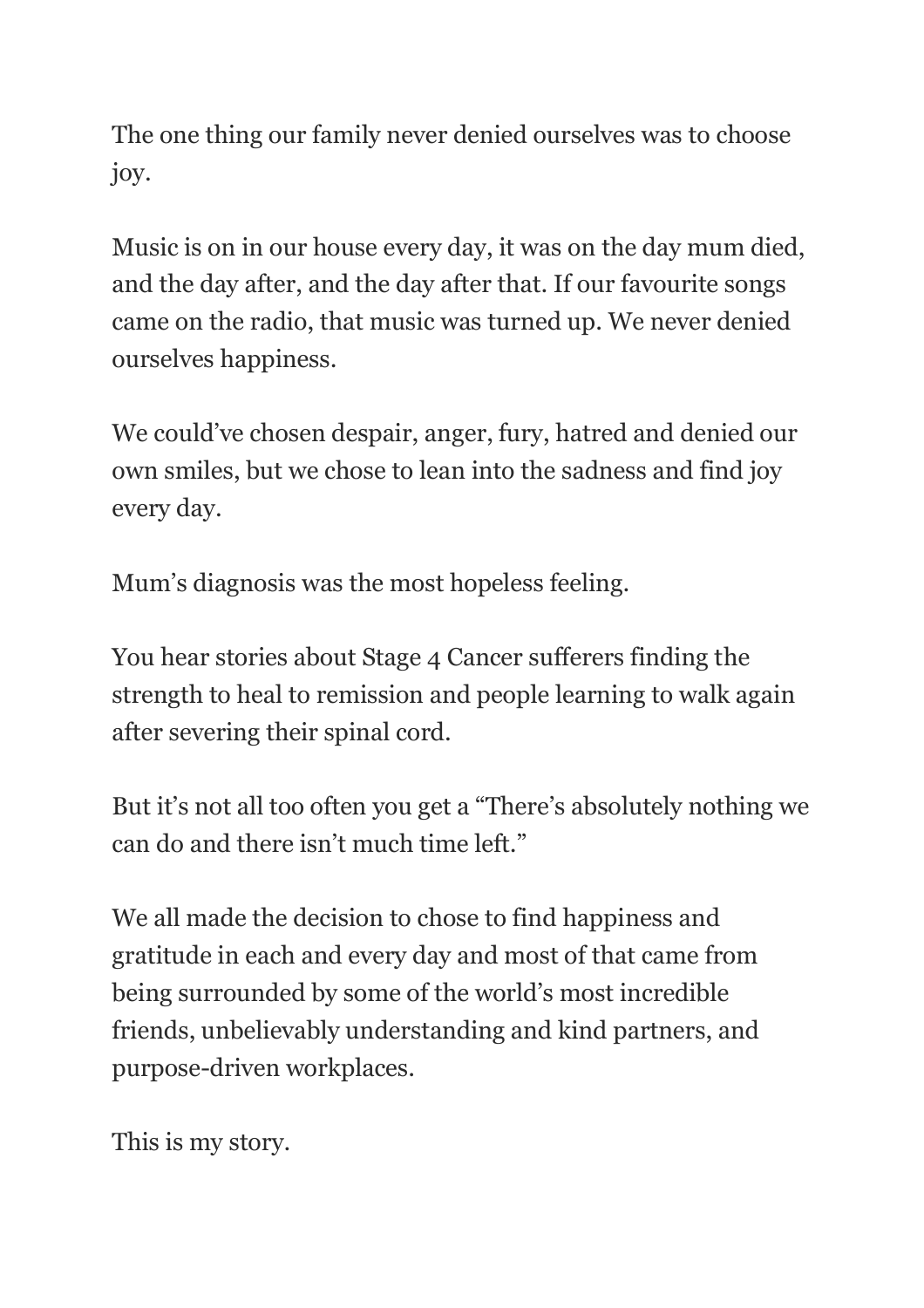The one thing our family never denied ourselves was to choose joy.

Music is on in our house every day, it was on the day mum died, and the day after, and the day after that. If our favourite songs came on the radio, that music was turned up. We never denied ourselves happiness.

We could've chosen despair, anger, fury, hatred and denied our own smiles, but we chose to lean into the sadness and find joy every day.

Mum's diagnosis was the most hopeless feeling.

You hear stories about Stage 4 Cancer sufferers finding the strength to heal to remission and people learning to walk again after severing their spinal cord.

But it's not all too often you get a "There's absolutely nothing we can do and there isn't much time left."

We all made the decision to chose to find happiness and gratitude in each and every day and most of that came from being surrounded by some of the world's most incredible friends, unbelievably understanding and kind partners, and purpose-driven workplaces.

This is my story.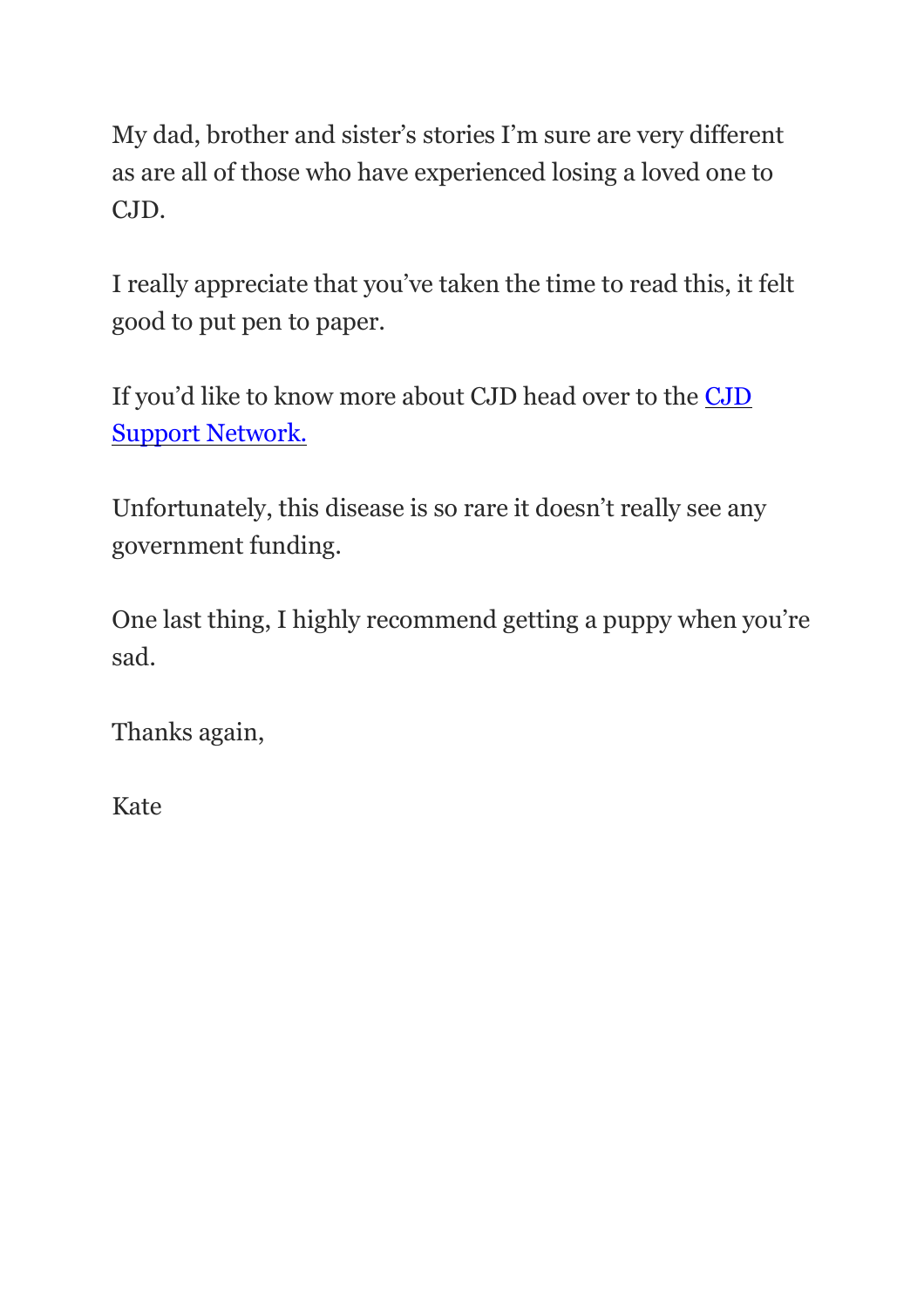My dad, brother and sister's stories I'm sure are very different as are all of those who have experienced losing a loved one to CJD.

I really appreciate that you've taken the time to read this, it felt good to put pen to paper.

If you'd like to know more about CJD head over to the CJD Support Network.

Unfortunately, this disease is so rare it doesn't really see any government funding.

One last thing, I highly recommend getting a puppy when you're sad.

Thanks again,

Kate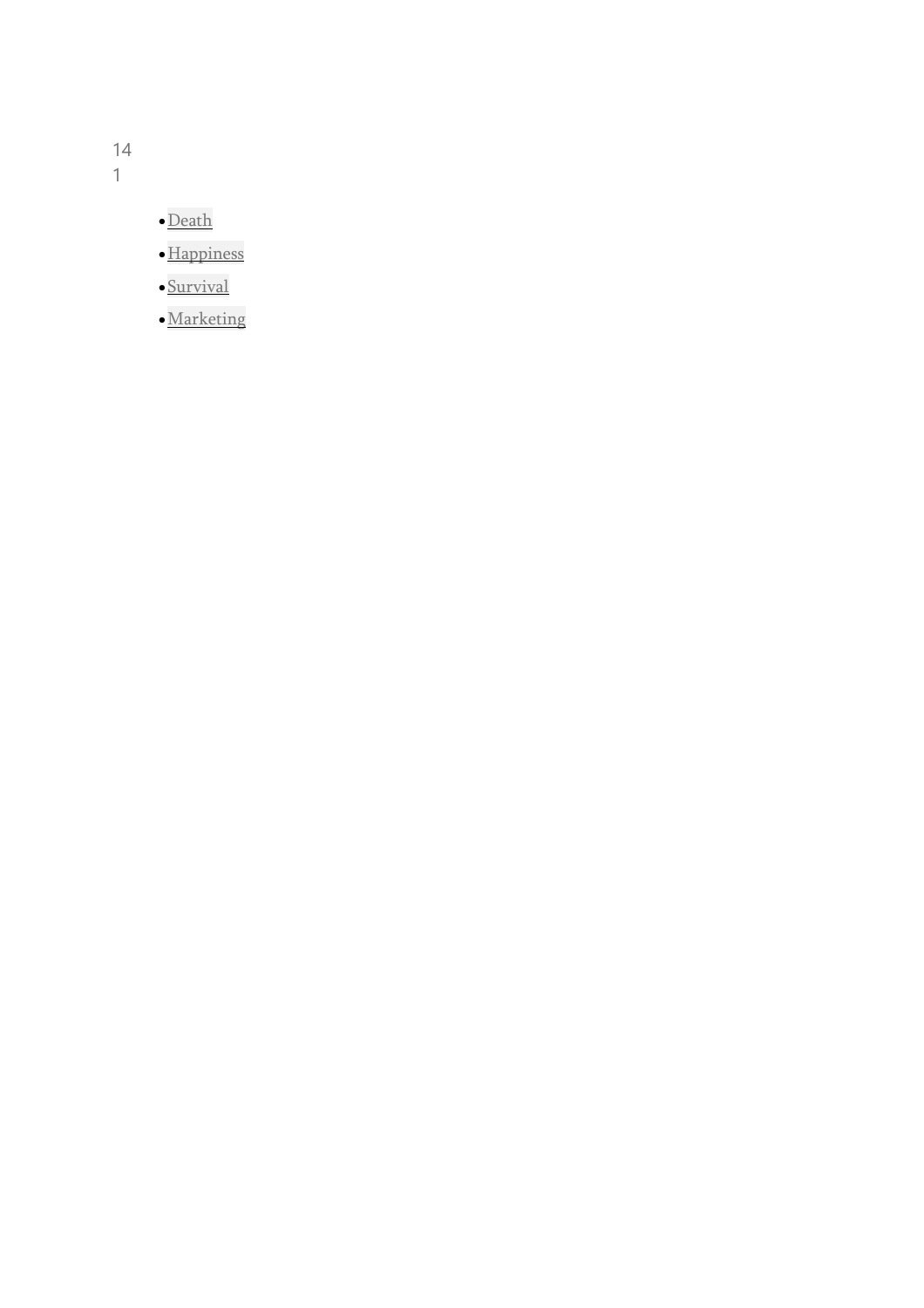14
1

- Death
- Happiness
- Survival
- Marketing